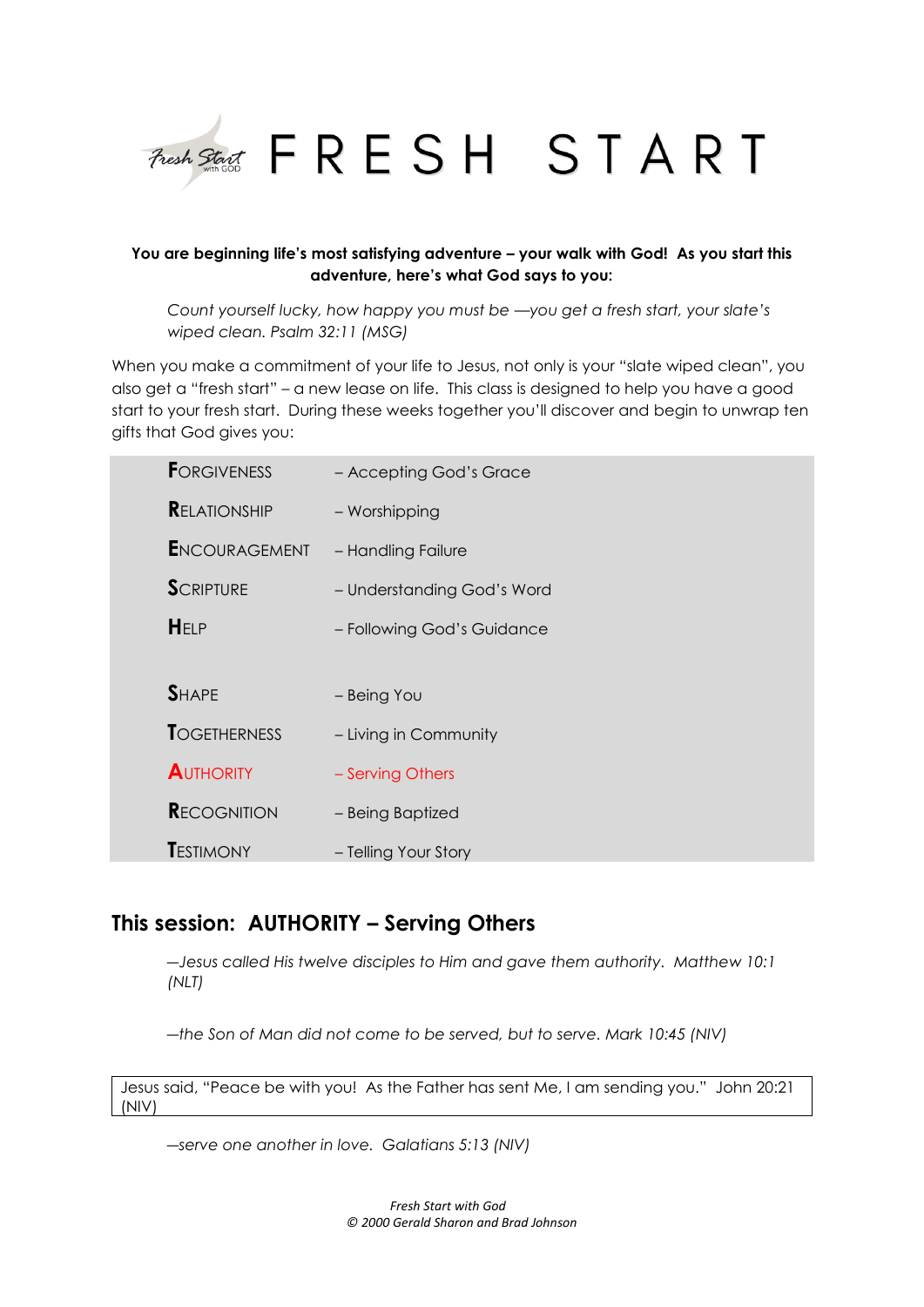# FRESH START

**You are beginning life's most satisfying adventure – your walk with God! As you start this adventure, here's what God says to you:**

> *Count yourself lucky, how happy you must be —you get a fresh start, your slate's wiped clean. Psalm 32:11 (MSG)*

When you make a commitment of your life to Jesus, not only is your "slate wiped clean", you also get a "fresh start" – a new lease on life. This class is designed to help you have a good start to your fresh start. During these weeks together you'll discover and begin to unwrap ten gifts that God gives you:

| | |
|---|---|
| **F**ORGIVENESS | – Accepting God's Grace |
| **R**ELATIONSHIP | – Worshipping |
| **E**NCOURAGEMENT | – Handling Failure |
| **S**CRIPTURE | – Understanding God's Word |
| **H**ELP | – Following God's Guidance |
| **S**HAPE | – Being You |
| **T**OGETHERNESS | – Living in Community |
| **A**UTHORITY | – Serving Others |
| **R**ECOGNITION | – Being Baptized |
| **T**ESTIMONY | – Telling Your Story |

## This session: AUTHORITY – Serving Others

> *—Jesus called His twelve disciples to Him and gave them authority. Matthew 10:1 (NLT)*

> *—the Son of Man did not come to be served, but to serve. Mark 10:45 (NIV)*

Jesus said, "Peace be with you! As the Father has sent Me, I am sending you." John 20:21 (NIV)

> *—serve one another in love. Galatians 5:13 (NIV)*

*Fresh Start with God*
*© 2000 Gerald Sharon and Brad Johnson*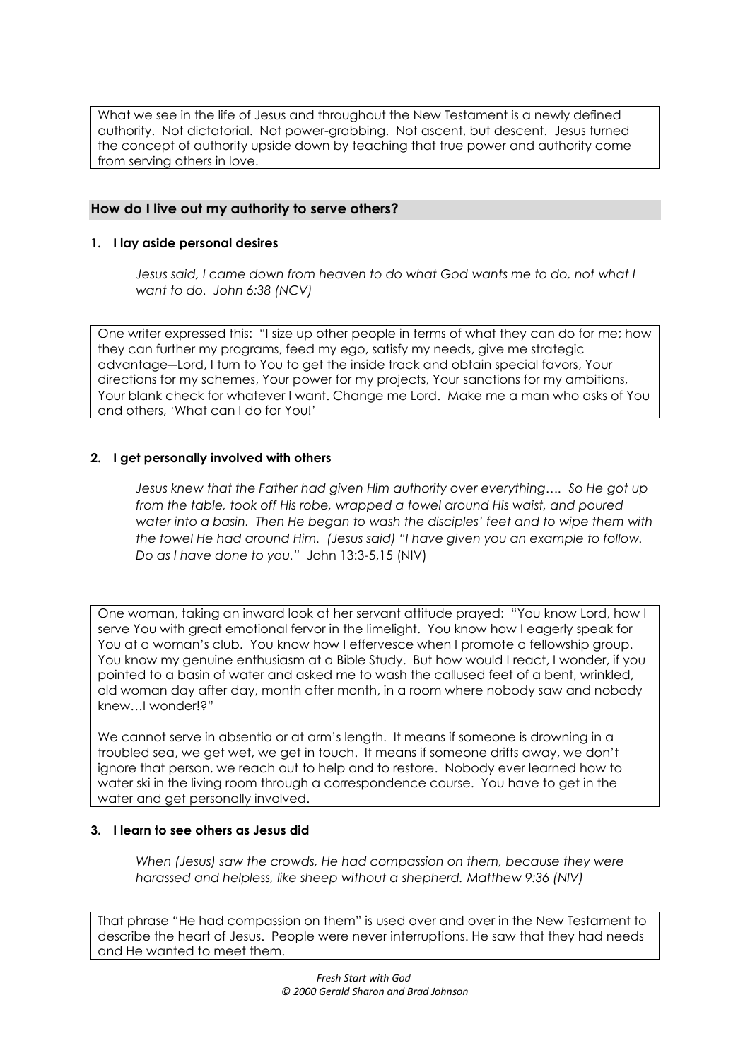What we see in the life of Jesus and throughout the New Testament is a newly defined authority. Not dictatorial. Not power-grabbing. Not ascent, but descent. Jesus turned the concept of authority upside down by teaching that true power and authority come from serving others in love.

## How do I live out my authority to serve others?

### 1. I lay aside personal desires

*Jesus said, I came down from heaven to do what God wants me to do, not what I want to do. John 6:38 (NCV)*

One writer expressed this: "I size up other people in terms of what they can do for me; how they can further my programs, feed my ego, satisfy my needs, give me strategic advantage—Lord, I turn to You to get the inside track and obtain special favors, Your directions for my schemes, Your power for my projects, Your sanctions for my ambitions, Your blank check for whatever I want. Change me Lord. Make me a man who asks of You and others, 'What can I do for You!'

### 2. I get personally involved with others

*Jesus knew that the Father had given Him authority over everything…. So He got up from the table, took off His robe, wrapped a towel around His waist, and poured water into a basin. Then He began to wash the disciples' feet and to wipe them with the towel He had around Him. (Jesus said) "I have given you an example to follow. Do as I have done to you."* John 13:3-5,15 (NIV)

One woman, taking an inward look at her servant attitude prayed: "You know Lord, how I serve You with great emotional fervor in the limelight. You know how I eagerly speak for You at a woman's club. You know how I effervesce when I promote a fellowship group. You know my genuine enthusiasm at a Bible Study. But how would I react, I wonder, if you pointed to a basin of water and asked me to wash the callused feet of a bent, wrinkled, old woman day after day, month after month, in a room where nobody saw and nobody knew…I wonder!?"

We cannot serve in absentia or at arm's length. It means if someone is drowning in a troubled sea, we get wet, we get in touch. It means if someone drifts away, we don't ignore that person, we reach out to help and to restore. Nobody ever learned how to water ski in the living room through a correspondence course. You have to get in the water and get personally involved.

### 3. I learn to see others as Jesus did

*When (Jesus) saw the crowds, He had compassion on them, because they were harassed and helpless, like sheep without a shepherd. Matthew 9:36 (NIV)*

That phrase "He had compassion on them" is used over and over in the New Testament to describe the heart of Jesus. People were never interruptions. He saw that they had needs and He wanted to meet them.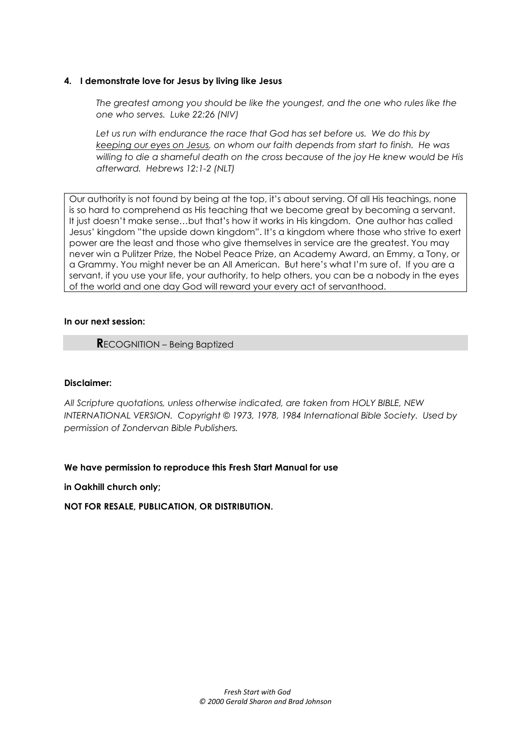**4. I demonstrate love for Jesus by living like Jesus**

*The greatest among you should be like the youngest, and the one who rules like the one who serves. Luke 22:26 (NIV)*

*Let us run with endurance the race that God has set before us. We do this by <u>keeping our eyes on Jesus</u>, on whom our faith depends from start to finish. He was willing to die a shameful death on the cross because of the joy He knew would be His afterward. Hebrews 12:1-2 (NLT)*

Our authority is not found by being at the top, it's about serving. Of all His teachings, none is so hard to comprehend as His teaching that we become great by becoming a servant. It just doesn't make sense…but that's how it works in His kingdom. One author has called Jesus' kingdom "the upside down kingdom". It's a kingdom where those who strive to exert power are the least and those who give themselves in service are the greatest. You may never win a Pulitzer Prize, the Nobel Peace Prize, an Academy Award, an Emmy, a Tony, or a Grammy. You might never be an All American. But here's what I'm sure of. If you are a servant, if you use your life, your authority, to help others, you can be a nobody in the eyes of the world and one day God will reward your every act of servanthood.

**In our next session:**

**R**ECOGNITION – Being Baptized

**Disclaimer:**

*All Scripture quotations, unless otherwise indicated, are taken from HOLY BIBLE, NEW INTERNATIONAL VERSION. Copyright © 1973, 1978, 1984 International Bible Society. Used by permission of Zondervan Bible Publishers.*

**We have permission to reproduce this Fresh Start Manual for use**

**in Oakhill church only;**

**NOT FOR RESALE, PUBLICATION, OR DISTRIBUTION.**

*Fresh Start with God*
*© 2000 Gerald Sharon and Brad Johnson*